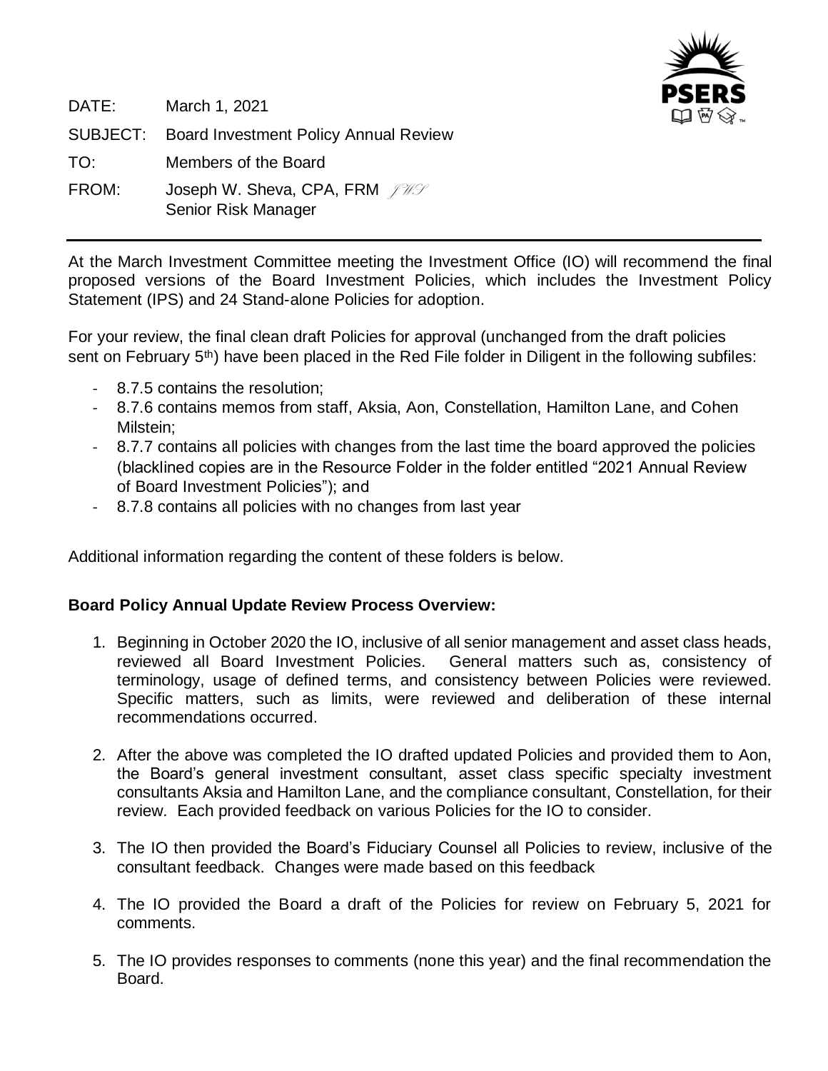DATE: March 1, 2021

SUBJECT: Board Investment Policy Annual Review

TO: Members of the Board

FROM: Joseph W. Sheva, CPA, FRM *JWS*
Senior Risk Manager

---

At the March Investment Committee meeting the Investment Office (IO) will recommend the final proposed versions of the Board Investment Policies, which includes the Investment Policy Statement (IPS) and 24 Stand-alone Policies for adoption.

For your review, the final clean draft Policies for approval (unchanged from the draft policies sent on February 5th) have been placed in the Red File folder in Diligent in the following subfiles:

- 8.7.5 contains the resolution;
- 8.7.6 contains memos from staff, Aksia, Aon, Constellation, Hamilton Lane, and Cohen Milstein;
- 8.7.7 contains all policies with changes from the last time the board approved the policies (blacklined copies are in the Resource Folder in the folder entitled "2021 Annual Review of Board Investment Policies"); and
- 8.7.8 contains all policies with no changes from last year

Additional information regarding the content of these folders is below.

**Board Policy Annual Update Review Process Overview:**

1. Beginning in October 2020 the IO, inclusive of all senior management and asset class heads, reviewed all Board Investment Policies. General matters such as, consistency of terminology, usage of defined terms, and consistency between Policies were reviewed. Specific matters, such as limits, were reviewed and deliberation of these internal recommendations occurred.
2. After the above was completed the IO drafted updated Policies and provided them to Aon, the Board's general investment consultant, asset class specific specialty investment consultants Aksia and Hamilton Lane, and the compliance consultant, Constellation, for their review. Each provided feedback on various Policies for the IO to consider.
3. The IO then provided the Board's Fiduciary Counsel all Policies to review, inclusive of the consultant feedback. Changes were made based on this feedback
4. The IO provided the Board a draft of the Policies for review on February 5, 2021 for comments.
5. The IO provides responses to comments (none this year) and the final recommendation the Board.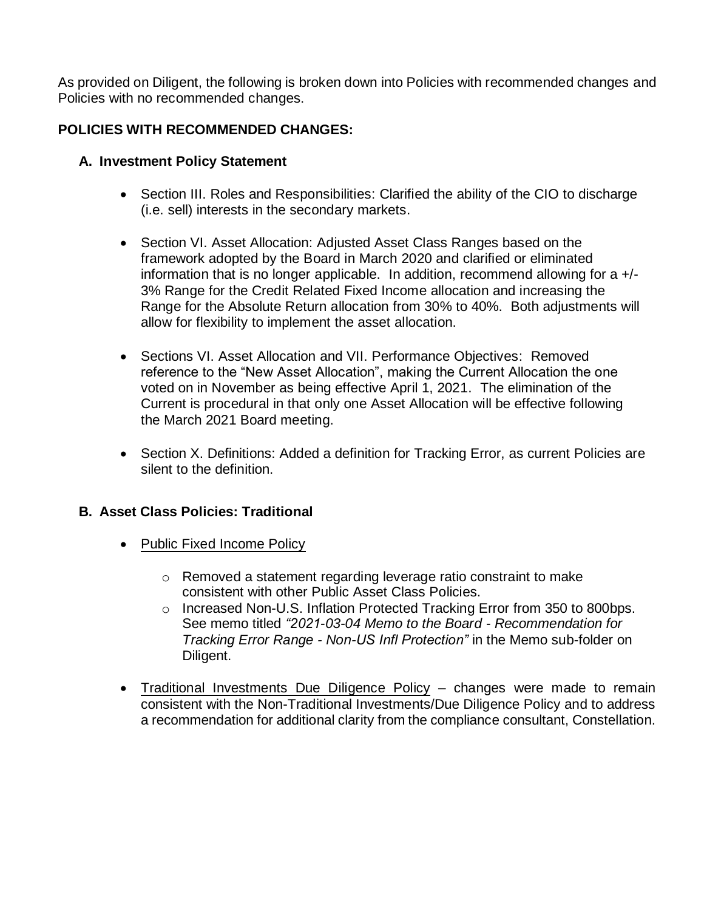As provided on Diligent, the following is broken down into Policies with recommended changes and Policies with no recommended changes.

**POLICIES WITH RECOMMENDED CHANGES:**

**A. Investment Policy Statement**

- Section III. Roles and Responsibilities: Clarified the ability of the CIO to discharge (i.e. sell) interests in the secondary markets.

- Section VI. Asset Allocation: Adjusted Asset Class Ranges based on the framework adopted by the Board in March 2020 and clarified or eliminated information that is no longer applicable. In addition, recommend allowing for a +/- 3% Range for the Credit Related Fixed Income allocation and increasing the Range for the Absolute Return allocation from 30% to 40%. Both adjustments will allow for flexibility to implement the asset allocation.

- Sections VI. Asset Allocation and VII. Performance Objectives: Removed reference to the "New Asset Allocation", making the Current Allocation the one voted on in November as being effective April 1, 2021. The elimination of the Current is procedural in that only one Asset Allocation will be effective following the March 2021 Board meeting.

- Section X. Definitions: Added a definition for Tracking Error, as current Policies are silent to the definition.

**B. Asset Class Policies: Traditional**

- Public Fixed Income Policy
  - Removed a statement regarding leverage ratio constraint to make consistent with other Public Asset Class Policies.
  - Increased Non-U.S. Inflation Protected Tracking Error from 350 to 800bps. See memo titled *"2021-03-04 Memo to the Board - Recommendation for Tracking Error Range - Non-US Infl Protection"* in the Memo sub-folder on Diligent.

- Traditional Investments Due Diligence Policy – changes were made to remain consistent with the Non-Traditional Investments/Due Diligence Policy and to address a recommendation for additional clarity from the compliance consultant, Constellation.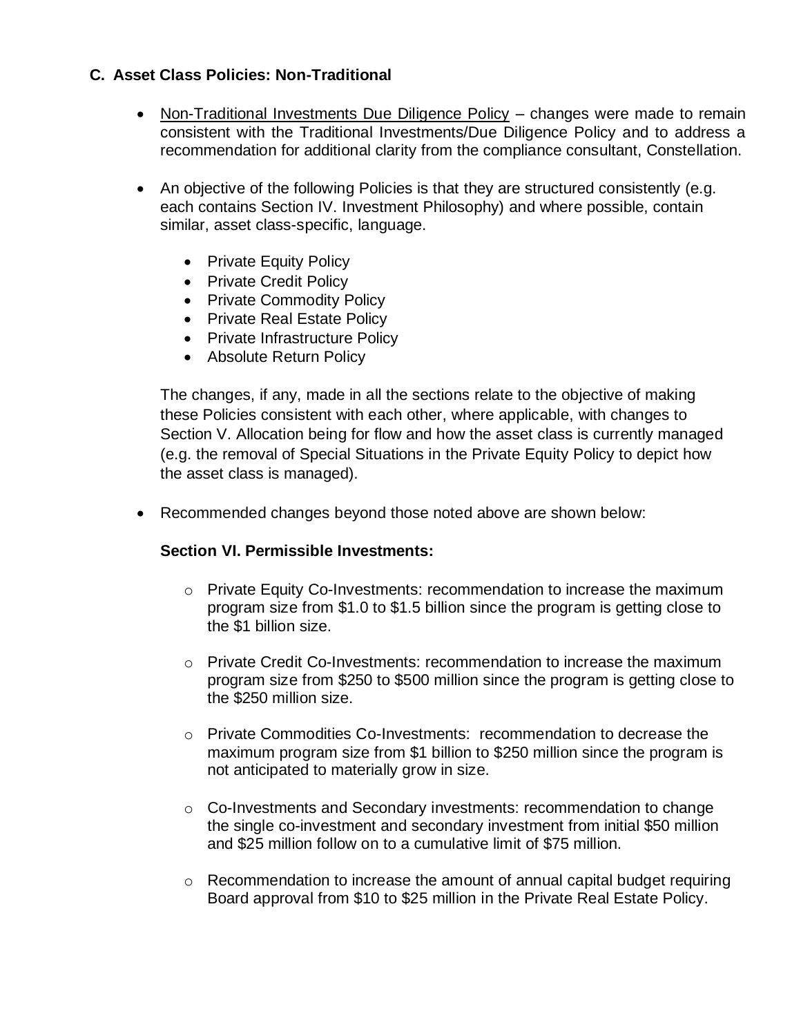### C. Asset Class Policies: Non-Traditional

- Non-Traditional Investments Due Diligence Policy – changes were made to remain consistent with the Traditional Investments/Due Diligence Policy and to address a recommendation for additional clarity from the compliance consultant, Constellation.

- An objective of the following Policies is that they are structured consistently (e.g. each contains Section IV. Investment Philosophy) and where possible, contain similar, asset class-specific, language.

  - Private Equity Policy
  - Private Credit Policy
  - Private Commodity Policy
  - Private Real Estate Policy
  - Private Infrastructure Policy
  - Absolute Return Policy

  The changes, if any, made in all the sections relate to the objective of making these Policies consistent with each other, where applicable, with changes to Section V. Allocation being for flow and how the asset class is currently managed (e.g. the removal of Special Situations in the Private Equity Policy to depict how the asset class is managed).

- Recommended changes beyond those noted above are shown below:

  **Section VI. Permissible Investments:**

  - Private Equity Co-Investments: recommendation to increase the maximum program size from $1.0 to $1.5 billion since the program is getting close to the $1 billion size.

  - Private Credit Co-Investments: recommendation to increase the maximum program size from $250 to $500 million since the program is getting close to the $250 million size.

  - Private Commodities Co-Investments: recommendation to decrease the maximum program size from $1 billion to $250 million since the program is not anticipated to materially grow in size.

  - Co-Investments and Secondary investments: recommendation to change the single co-investment and secondary investment from initial $50 million and $25 million follow on to a cumulative limit of $75 million.

  - Recommendation to increase the amount of annual capital budget requiring Board approval from $10 to $25 million in the Private Real Estate Policy.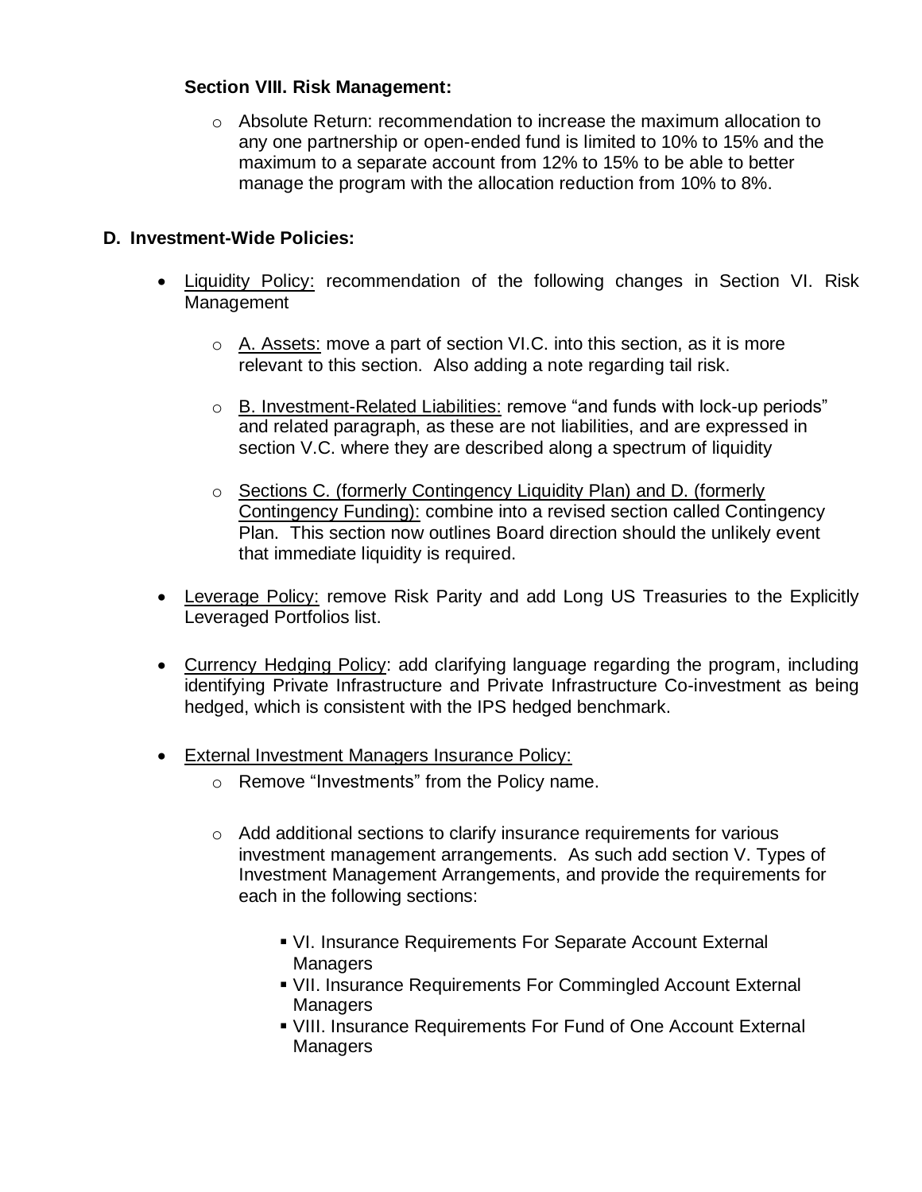**Section VIII. Risk Management:**

- Absolute Return: recommendation to increase the maximum allocation to any one partnership or open-ended fund is limited to 10% to 15% and the maximum to a separate account from 12% to 15% to be able to better manage the program with the allocation reduction from 10% to 8%.

**D. Investment-Wide Policies:**

- Liquidity Policy: recommendation of the following changes in Section VI. Risk Management
  - A. Assets: move a part of section VI.C. into this section, as it is more relevant to this section. Also adding a note regarding tail risk.
  - B. Investment-Related Liabilities: remove "and funds with lock-up periods" and related paragraph, as these are not liabilities, and are expressed in section V.C. where they are described along a spectrum of liquidity
  - Sections C. (formerly Contingency Liquidity Plan) and D. (formerly Contingency Funding): combine into a revised section called Contingency Plan. This section now outlines Board direction should the unlikely event that immediate liquidity is required.
- Leverage Policy: remove Risk Parity and add Long US Treasuries to the Explicitly Leveraged Portfolios list.
- Currency Hedging Policy: add clarifying language regarding the program, including identifying Private Infrastructure and Private Infrastructure Co-investment as being hedged, which is consistent with the IPS hedged benchmark.
- External Investment Managers Insurance Policy:
  - Remove "Investments" from the Policy name.
  - Add additional sections to clarify insurance requirements for various investment management arrangements. As such add section V. Types of Investment Management Arrangements, and provide the requirements for each in the following sections:
    - VI. Insurance Requirements For Separate Account External Managers
    - VII. Insurance Requirements For Commingled Account External Managers
    - VIII. Insurance Requirements For Fund of One Account External Managers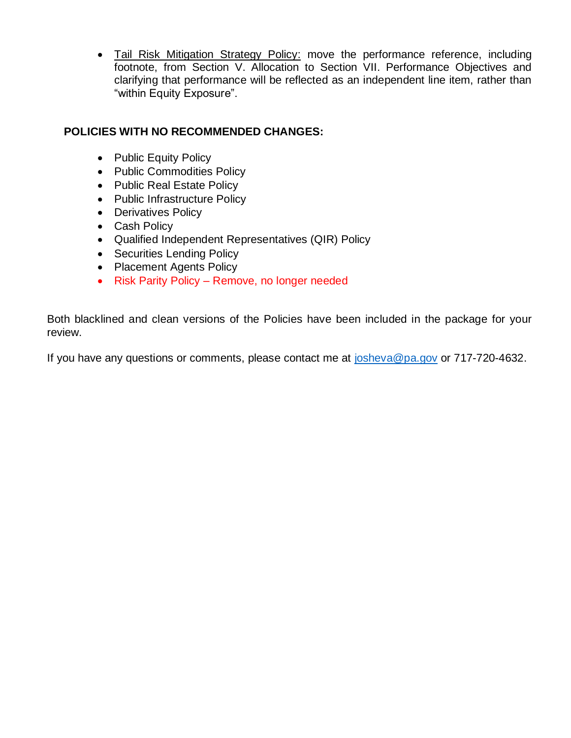- Tail Risk Mitigation Strategy Policy: move the performance reference, including footnote, from Section V. Allocation to Section VII. Performance Objectives and clarifying that performance will be reflected as an independent line item, rather than "within Equity Exposure".

**POLICIES WITH NO RECOMMENDED CHANGES:**

- Public Equity Policy
- Public Commodities Policy
- Public Real Estate Policy
- Public Infrastructure Policy
- Derivatives Policy
- Cash Policy
- Qualified Independent Representatives (QIR) Policy
- Securities Lending Policy
- Placement Agents Policy
- Risk Parity Policy – Remove, no longer needed

Both blacklined and clean versions of the Policies have been included in the package for your review.

If you have any questions or comments, please contact me at josheva@pa.gov or 717-720-4632.